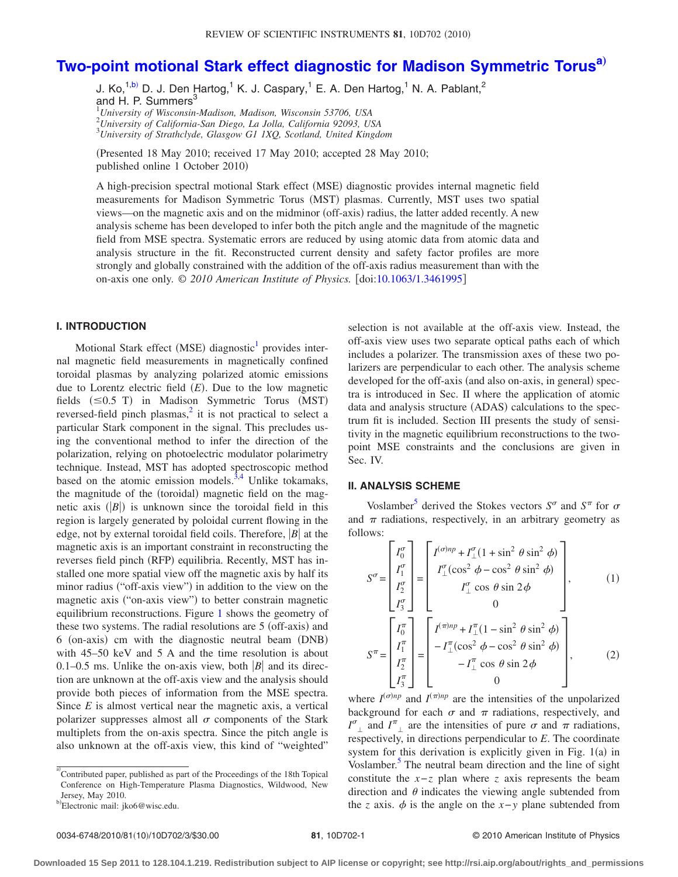# Two-point motional Stark effect diagnostic for Madison Symmetric Torus[a)]

J. Ko,[1,b)] D. J. Den Hartog,[1] K. J. Caspary,[1] E. A. Den Hartog,[1] N. A. Pablant,[2] and H. P. Summers[3]

[1]*University of Wisconsin-Madison, Madison, Wisconsin 53706, USA*
[2]*University of California-San Diego, La Jolla, California 92093, USA*
[3]*University of Strathclyde, Glasgow G1 1XQ, Scotland, United Kingdom*

(Presented 18 May 2010; received 17 May 2010; accepted 28 May 2010; published online 1 October 2010)

A high-precision spectral motional Stark effect (MSE) diagnostic provides internal magnetic field measurements for Madison Symmetric Torus (MST) plasmas. Currently, MST uses two spatial views—on the magnetic axis and on the midminor (off-axis) radius, the latter added recently. A new analysis scheme has been developed to infer both the pitch angle and the magnitude of the magnetic field from MSE spectra. Systematic errors are reduced by using atomic data from atomic data and analysis structure in the fit. Reconstructed current density and safety factor profiles are more strongly and globally constrained with the addition of the off-axis radius measurement than with the on-axis one only. *© 2010 American Institute of Physics.* [doi:10.1063/1.3461995]

## I. INTRODUCTION

Motional Stark effect (MSE) diagnostic[1] provides internal magnetic field measurements in magnetically confined toroidal plasmas by analyzing polarized atomic emissions due to Lorentz electric field ($E$). Due to the low magnetic fields ($\leq$0.5 T) in Madison Symmetric Torus (MST) reversed-field pinch plasmas,[2] it is not practical to select a particular Stark component in the signal. This precludes using the conventional method to infer the direction of the polarization, relying on photoelectric modulator polarimetry technique. Instead, MST has adopted spectroscopic method based on the atomic emission models.[3,4] Unlike tokamaks, the magnitude of the (toroidal) magnetic field on the magnetic axis ($|B|$) is unknown since the toroidal field in this region is largely generated by poloidal current flowing in the edge, not by external toroidal field coils. Therefore, $|B|$ at the magnetic axis is an important constraint in reconstructing the reverses field pinch (RFP) equilibria. Recently, MST has installed one more spatial view off the magnetic axis by half its minor radius ("off-axis view") in addition to the view on the magnetic axis ("on-axis view") to better constrain magnetic equilibrium reconstructions. Figure 1 shows the geometry of these two systems. The radial resolutions are 5 (off-axis) and 6 (on-axis) cm with the diagnostic neutral beam (DNB) with 45–50 keV and 5 A and the time resolution is about 0.1–0.5 ms. Unlike the on-axis view, both $|B|$ and its direction are unknown at the off-axis view and the analysis should provide both pieces of information from the MSE spectra. Since $E$ is almost vertical near the magnetic axis, a vertical polarizer suppresses almost all $\sigma$ components of the Stark multiplets from the on-axis spectra. Since the pitch angle is also unknown at the off-axis view, this kind of "weighted" selection is not available at the off-axis view. Instead, the off-axis view uses two separate optical paths each of which includes a polarizer. The transmission axes of these two polarizers are perpendicular to each other. The analysis scheme developed for the off-axis (and also on-axis, in general) spectra is introduced in Sec. II where the application of atomic data and analysis structure (ADAS) calculations to the spectrum fit is included. Section III presents the study of sensitivity in the magnetic equilibrium reconstructions to the two-point MSE constraints and the conclusions are given in Sec. IV.

## II. ANALYSIS SCHEME

Voslamber[5] derived the Stokes vectors $S^\sigma$ and $S^\pi$ for $\sigma$ and $\pi$ radiations, respectively, in an arbitrary geometry as follows:

$$S^\sigma = \begin{bmatrix} I_0^\sigma \\ I_1^\sigma \\ I_2^\sigma \\ I_3^\sigma \end{bmatrix} = \begin{bmatrix} I^{(\sigma)np} + I_\perp^\sigma(1+\sin^2\theta\sin^2\phi) \\ I_\perp^\sigma(\cos^2\phi - \cos^2\theta\sin^2\phi) \\ I_\perp^\sigma\cos\theta\sin 2\phi \\ 0 \end{bmatrix}, \quad (1)$$

$$S^\pi = \begin{bmatrix} I_0^\pi \\ I_1^\pi \\ I_2^\pi \\ I_3^\pi \end{bmatrix} = \begin{bmatrix} I^{(\pi)np} + I_\perp^\pi(1-\sin^2\theta\sin^2\phi) \\ -I_\perp^\pi(\cos^2\phi - \cos^2\theta\sin^2\phi) \\ -I_\perp^\pi\cos\theta\sin 2\phi \\ 0 \end{bmatrix}, \quad (2)$$

where $I^{(\sigma)np}$ and $I^{(\pi)np}$ are the intensities of the unpolarized background for each $\sigma$ and $\pi$ radiations, respectively, and $I^\sigma{}_\perp$ and $I^\pi{}_\perp$ are the intensities of pure $\sigma$ and $\pi$ radiations, respectively, in directions perpendicular to $E$. The coordinate system for this derivation is explicitly given in Fig. 1(a) in Voslamber.[5] The neutral beam direction and the line of sight constitute the $x-z$ plan where $z$ axis represents the beam direction and $\theta$ indicates the viewing angle subtended from the $z$ axis. $\phi$ is the angle on the $x-y$ plane subtended from

---

[a)]Contributed paper, published as part of the Proceedings of the 18th Topical Conference on High-Temperature Plasma Diagnostics, Wildwood, New Jersey, May 2010.

[b)]Electronic mail: jko6@wisc.edu.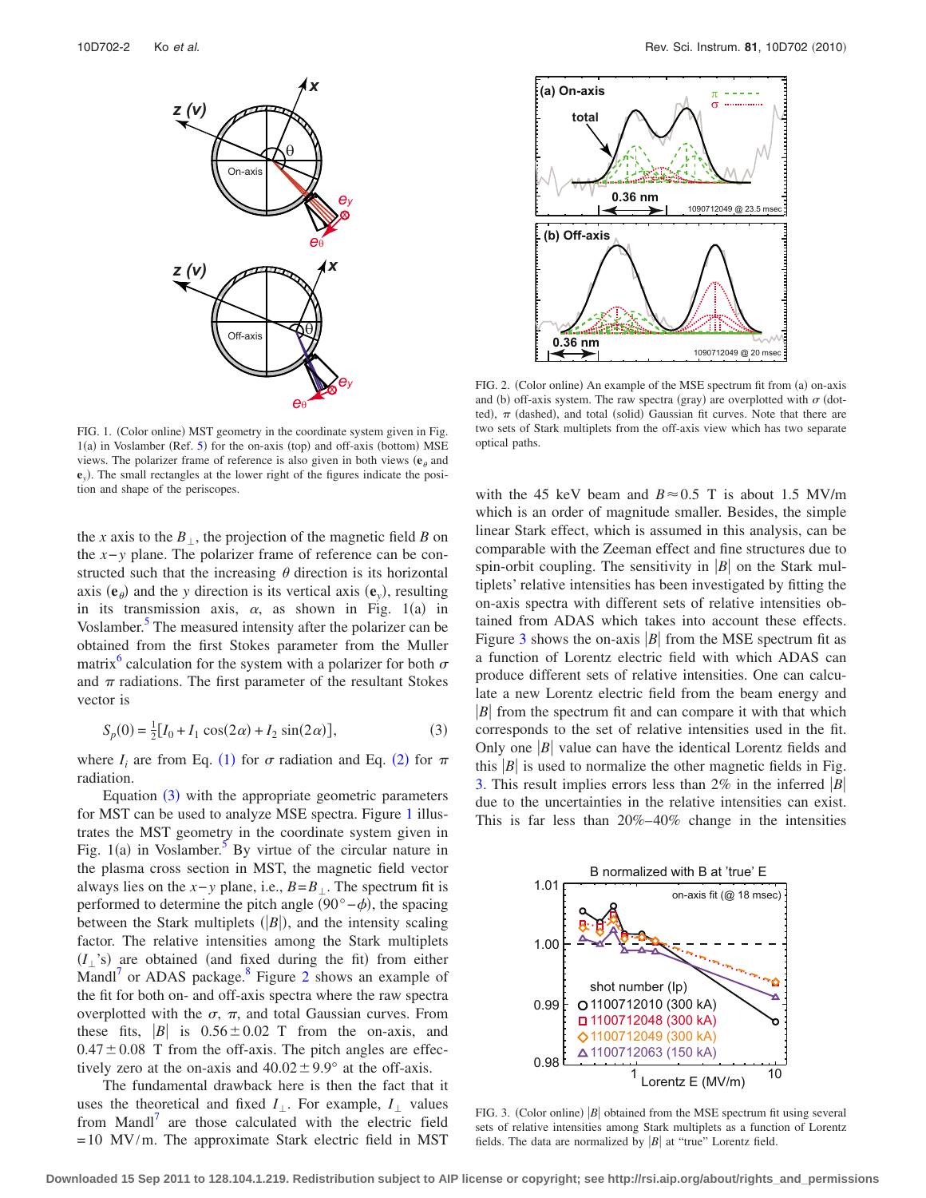FIG. 1. (Color online) MST geometry in the coordinate system given in Fig. 1(a) in Voslamber (Ref. 5) for the on-axis (top) and off-axis (bottom) MSE views. The polarizer frame of reference is also given in both views ($\mathbf{e}_\theta$ and $\mathbf{e}_y$). The small rectangles at the lower right of the figures indicate the position and shape of the periscopes.

the $x$ axis to the $B_\perp$, the projection of the magnetic field $B$ on the $x-y$ plane. The polarizer frame of reference can be constructed such that the increasing $\theta$ direction is its horizontal axis ($\mathbf{e}_\theta$) and the $y$ direction is its vertical axis ($\mathbf{e}_y$), resulting in its transmission axis, $\alpha$, as shown in Fig. 1(a) in Voslamber.[5] The measured intensity after the polarizer can be obtained from the first Stokes parameter from the Muller matrix[6] calculation for the system with a polarizer for both $\sigma$ and $\pi$ radiations. The first parameter of the resultant Stokes vector is

$$S_p(0) = \tfrac{1}{2}[I_0 + I_1 \cos(2\alpha) + I_2 \sin(2\alpha)], \tag{3}$$

where $I_i$ are from Eq. (1) for $\sigma$ radiation and Eq. (2) for $\pi$ radiation.

Equation (3) with the appropriate geometric parameters for MST can be used to analyze MSE spectra. Figure 1 illustrates the MST geometry in the coordinate system given in Fig. 1(a) in Voslamber.[5] By virtue of the circular nature in the plasma cross section in MST, the magnetic field vector always lies on the $x-y$ plane, i.e., $B = B_\perp$. The spectrum fit is performed to determine the pitch angle $(90° - \phi)$, the spacing between the Stark multiplets ($|B|$), and the intensity scaling factor. The relative intensities among the Stark multiplets ($I_\perp$'s) are obtained (and fixed during the fit) from either Mandl[7] or ADAS package.[8] Figure 2 shows an example of the fit for both on- and off-axis spectra where the raw spectra overplotted with the $\sigma$, $\pi$, and total Gaussian curves. From these fits, $|B|$ is $0.56 \pm 0.02$ T from the on-axis, and $0.47 \pm 0.08$ T from the off-axis. The pitch angles are effectively zero at the on-axis and $40.02 \pm 9.9°$ at the off-axis.

The fundamental drawback here is then the fact that it uses the theoretical and fixed $I_\perp$. For example, $I_\perp$ values from Mandl[7] are those calculated with the electric field $= 10$ MV/m. The approximate Stark electric field in MST with the 45 keV beam and $B \approx 0.5$ T is about 1.5 MV/m which is an order of magnitude smaller. Besides, the simple linear Stark effect, which is assumed in this analysis, can be comparable with the Zeeman effect and fine structures due to spin-orbit coupling. The sensitivity in $|B|$ on the Stark multiplets' relative intensities has been investigated by fitting the on-axis spectra with different sets of relative intensities obtained from ADAS which takes into account these effects. Figure 3 shows the on-axis $|B|$ from the MSE spectrum fit as a function of Lorentz electric field with which ADAS can produce different sets of relative intensities. One can calculate a new Lorentz electric field from the beam energy and $|B|$ from the spectrum fit and can compare it with that which corresponds to the set of relative intensities used in the fit. Only one $|B|$ value can have the identical Lorentz fields and this $|B|$ is used to normalize the other magnetic fields in Fig. 3. This result implies errors less than 2% in the inferred $|B|$ due to the uncertainties in the relative intensities can exist. This is far less than 20%–40% change in the intensities

FIG. 2. (Color online) An example of the MSE spectrum fit from (a) on-axis and (b) off-axis system. The raw spectra (gray) are overplotted with $\sigma$ (dotted), $\pi$ (dashed), and total (solid) Gaussian fit curves. Note that there are two sets of Stark multiplets from the off-axis view which has two separate optical paths.

FIG. 3. (Color online) $|B|$ obtained from the MSE spectrum fit using several sets of relative intensities among Stark multiplets as a function of Lorentz fields. The data are normalized by $|B|$ at "true" Lorentz field.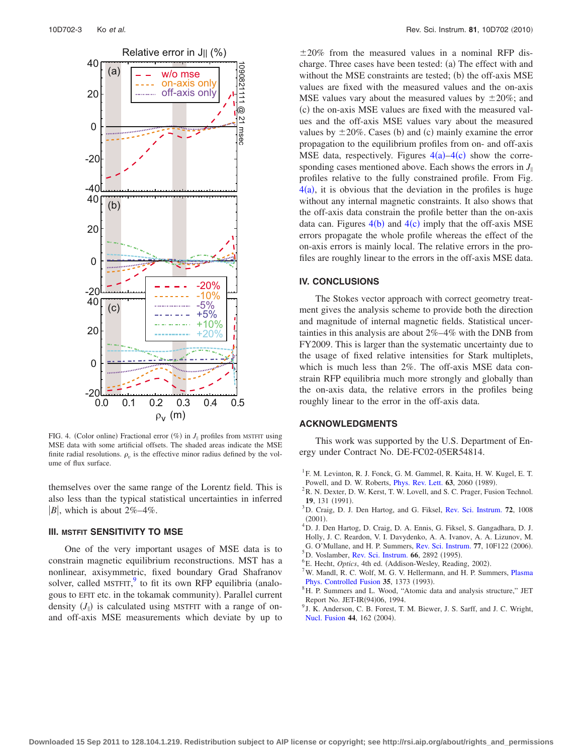Relative error in J|| (%)

(a)

w/o mse

on-axis only

off-axis only

1090821111 @ 21 msec

(b)

(c)

-20%

-10%

-5%

+5%

+10%

+20%

40

20

0

-20

-40

0.0 0.1 0.2 0.3 0.4 0.5

ρV (m)

FIG. 4. (Color online) Fractional error (%) in $J_{\|}$ profiles from MSTFIT using MSE data with some artificial offsets. The shaded areas indicate the MSE finite radial resolutions. $\rho_v$ is the effective minor radius defined by the volume of flux surface.

themselves over the same range of the Lorentz field. This is also less than the typical statistical uncertainties in inferred $|B|$, which is about 2%–4%.

## III. MSTFIT SENSITIVITY TO MSE

One of the very important usages of MSE data is to constrain magnetic equilibrium reconstructions. MST has a nonlinear, axisymmetric, fixed boundary Grad Shafranov solver, called MSTFIT,[9] to fit its own RFP equilibria (analogous to EFIT etc. in the tokamak community). Parallel current density ($J_{\|}$) is calculated using MSTFIT with a range of on- and off-axis MSE measurements which deviate by up to ±20% from the measured values in a nominal RFP discharge. Three cases have been tested: (a) The effect with and without the MSE constraints are tested; (b) the off-axis MSE values are fixed with the measured values and the on-axis MSE values vary about the measured values by ±20%; and (c) the on-axis MSE values are fixed with the measured values and the off-axis MSE values vary about the measured values by ±20%. Cases (b) and (c) mainly examine the error propagation to the equilibrium profiles from on- and off-axis MSE data, respectively. Figures 4(a)–4(c) show the corresponding cases mentioned above. Each shows the errors in $J_{\|}$ profiles relative to the fully constrained profile. From Fig. 4(a), it is obvious that the deviation in the profiles is huge without any internal magnetic constraints. It also shows that the off-axis data constrain the profile better than the on-axis data can. Figures 4(b) and 4(c) imply that the off-axis MSE errors propagate the whole profile whereas the effect of the on-axis errors is mainly local. The relative errors in the profiles are roughly linear to the errors in the off-axis MSE data.

## IV. CONCLUSIONS

The Stokes vector approach with correct geometry treatment gives the analysis scheme to provide both the direction and magnitude of internal magnetic fields. Statistical uncertainties in this analysis are about 2%–4% with the DNB from FY2009. This is larger than the systematic uncertainty due to the usage of fixed relative intensities for Stark multiplets, which is much less than 2%. The off-axis MSE data constrain RFP equilibria much more strongly and globally than the on-axis data, the relative errors in the profiles being roughly linear to the error in the off-axis data.

## ACKNOWLEDGMENTS

This work was supported by the U.S. Department of Energy under Contract No. DE-FC02-05ER54814.

[1] F. M. Levinton, R. J. Fonck, G. M. Gammel, R. Kaita, H. W. Kugel, E. T. Powell, and D. W. Roberts, Phys. Rev. Lett. **63**, 2060 (1989).

[2] R. N. Dexter, D. W. Kerst, T. W. Lovell, and S. C. Prager, Fusion Technol. **19**, 131 (1991).

[3] D. Craig, D. J. Den Hartog, and G. Fiksel, Rev. Sci. Instrum. **72**, 1008 (2001).

[4] D. J. Den Hartog, D. Craig, D. A. Ennis, G. Fiksel, S. Gangadhara, D. J. Holly, J. C. Reardon, V. I. Davydenko, A. A. Ivanov, A. A. Lizunov, M. G. O'Mullane, and H. P. Summers, Rev. Sci. Instrum. **77**, 10F122 (2006).

[5] D. Voslamber, Rev. Sci. Instrum. **66**, 2892 (1995).

[6] E. Hecht, *Optics*, 4th ed. (Addison-Wesley, Reading, 2002).

[7] W. Mandl, R. C. Wolf, M. G. V. Hellermann, and H. P. Summers, Plasma Phys. Controlled Fusion **35**, 1373 (1993).

[8] H. P. Summers and L. Wood, "Atomic data and analysis structure," JET Report No. JET-IR(94)06, 1994.

[9] J. K. Anderson, C. B. Forest, T. M. Biewer, J. S. Sarff, and J. C. Wright, Nucl. Fusion **44**, 162 (2004).